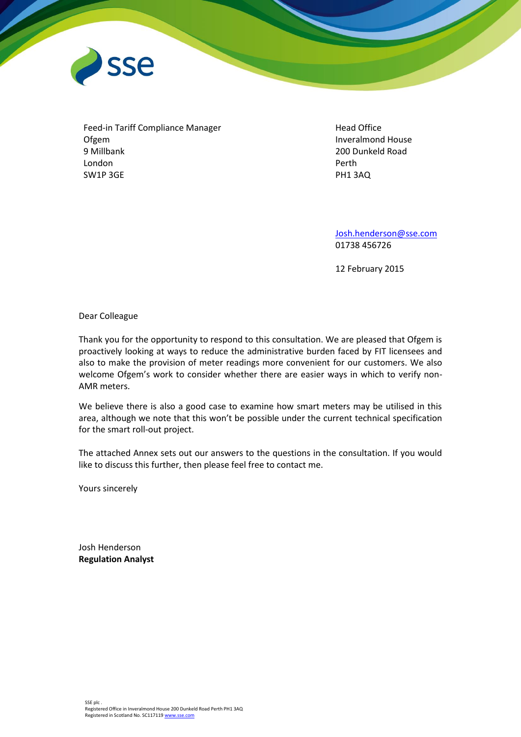Feed-in Tariff Compliance Manager
Ofgem
9 Millbank
London
SW1P 3GE

Head Office
Inveralmond House
200 Dunkeld Road
Perth
PH1 3AQ

Josh.henderson@sse.com
01738 456726

12 February 2015

Dear Colleague

Thank you for the opportunity to respond to this consultation. We are pleased that Ofgem is proactively looking at ways to reduce the administrative burden faced by FIT licensees and also to make the provision of meter readings more convenient for our customers. We also welcome Ofgem's work to consider whether there are easier ways in which to verify non-AMR meters.

We believe there is also a good case to examine how smart meters may be utilised in this area, although we note that this won't be possible under the current technical specification for the smart roll-out project.

The attached Annex sets out our answers to the questions in the consultation. If you would like to discuss this further, then please feel free to contact me.

Yours sincerely

Josh Henderson
**Regulation Analyst**

SSE plc .
Registered Office in Inveralmond House 200 Dunkeld Road Perth PH1 3AQ
Registered in Scotland No. SC117119 www.sse.com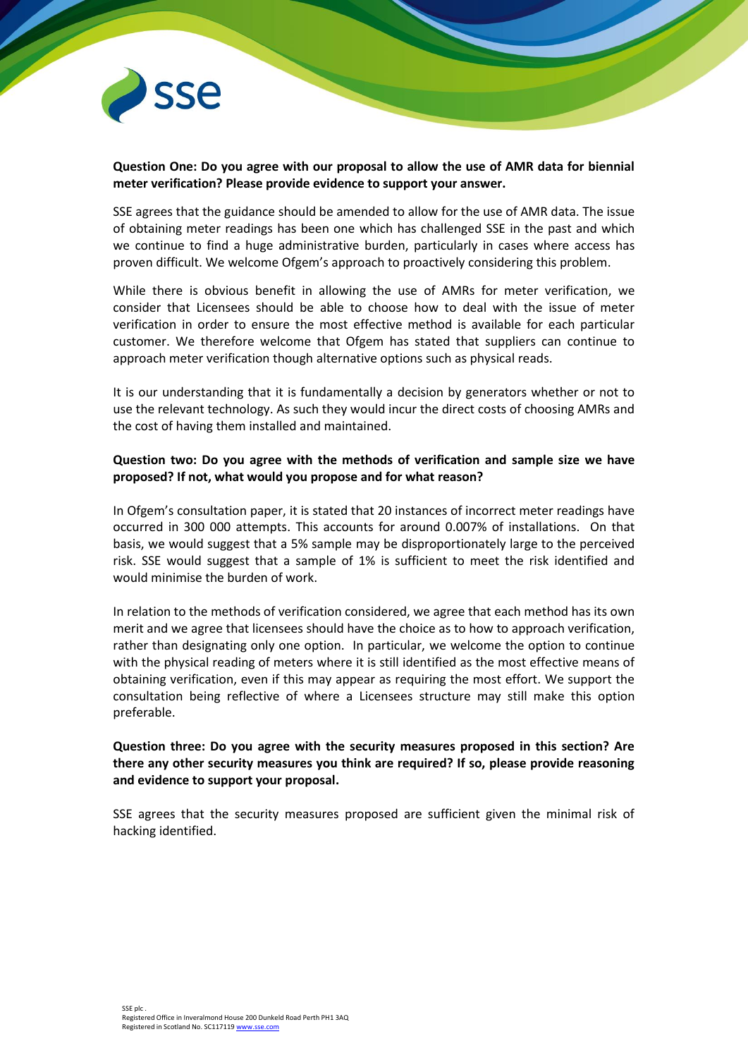**Question One: Do you agree with our proposal to allow the use of AMR data for biennial meter verification? Please provide evidence to support your answer.**

SSE agrees that the guidance should be amended to allow for the use of AMR data. The issue of obtaining meter readings has been one which has challenged SSE in the past and which we continue to find a huge administrative burden, particularly in cases where access has proven difficult. We welcome Ofgem's approach to proactively considering this problem.

While there is obvious benefit in allowing the use of AMRs for meter verification, we consider that Licensees should be able to choose how to deal with the issue of meter verification in order to ensure the most effective method is available for each particular customer. We therefore welcome that Ofgem has stated that suppliers can continue to approach meter verification though alternative options such as physical reads.

It is our understanding that it is fundamentally a decision by generators whether or not to use the relevant technology. As such they would incur the direct costs of choosing AMRs and the cost of having them installed and maintained.

**Question two: Do you agree with the methods of verification and sample size we have proposed? If not, what would you propose and for what reason?**

In Ofgem's consultation paper, it is stated that 20 instances of incorrect meter readings have occurred in 300 000 attempts. This accounts for around 0.007% of installations. On that basis, we would suggest that a 5% sample may be disproportionately large to the perceived risk. SSE would suggest that a sample of 1% is sufficient to meet the risk identified and would minimise the burden of work.

In relation to the methods of verification considered, we agree that each method has its own merit and we agree that licensees should have the choice as to how to approach verification, rather than designating only one option. In particular, we welcome the option to continue with the physical reading of meters where it is still identified as the most effective means of obtaining verification, even if this may appear as requiring the most effort. We support the consultation being reflective of where a Licensees structure may still make this option preferable.

**Question three: Do you agree with the security measures proposed in this section? Are there any other security measures you think are required? If so, please provide reasoning and evidence to support your proposal.**

SSE agrees that the security measures proposed are sufficient given the minimal risk of hacking identified.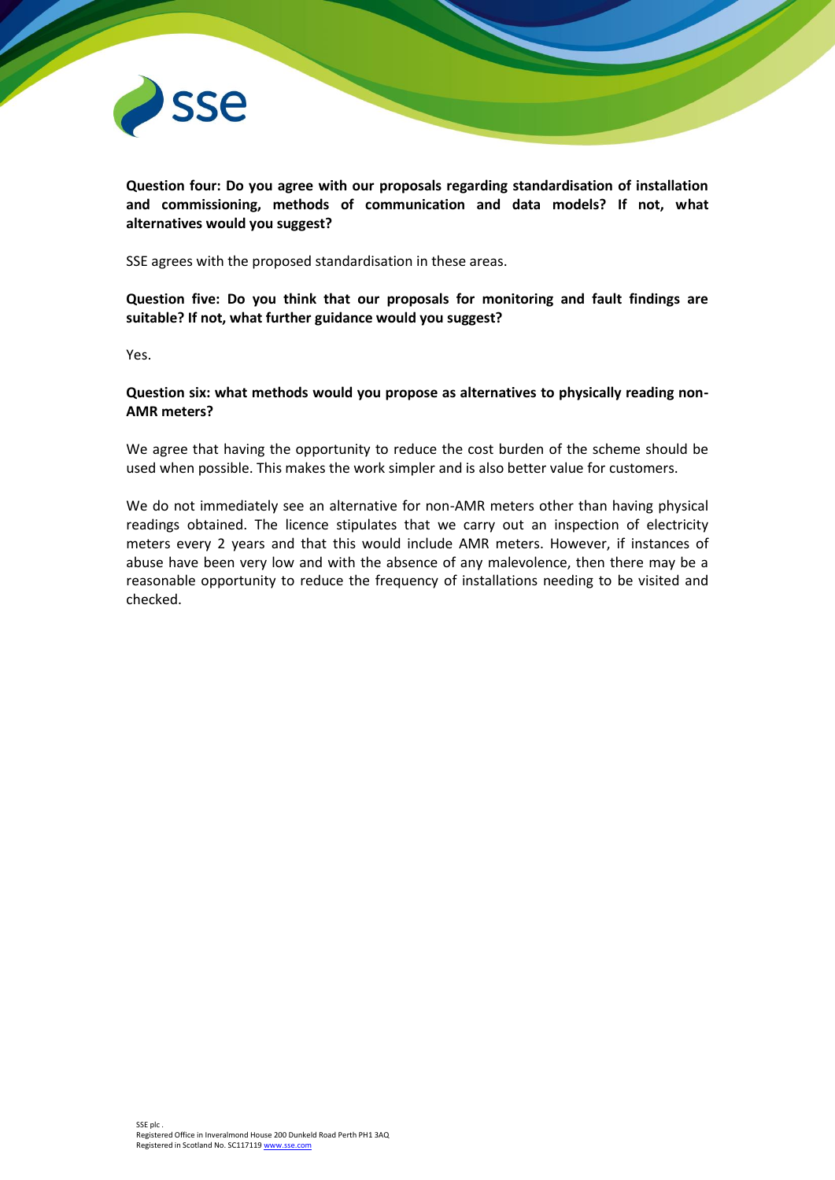**Question four: Do you agree with our proposals regarding standardisation of installation and commissioning, methods of communication and data models? If not, what alternatives would you suggest?**

SSE agrees with the proposed standardisation in these areas.

**Question five: Do you think that our proposals for monitoring and fault findings are suitable? If not, what further guidance would you suggest?**

Yes.

**Question six: what methods would you propose as alternatives to physically reading non-AMR meters?**

We agree that having the opportunity to reduce the cost burden of the scheme should be used when possible. This makes the work simpler and is also better value for customers.

We do not immediately see an alternative for non-AMR meters other than having physical readings obtained. The licence stipulates that we carry out an inspection of electricity meters every 2 years and that this would include AMR meters. However, if instances of abuse have been very low and with the absence of any malevolence, then there may be a reasonable opportunity to reduce the frequency of installations needing to be visited and checked.